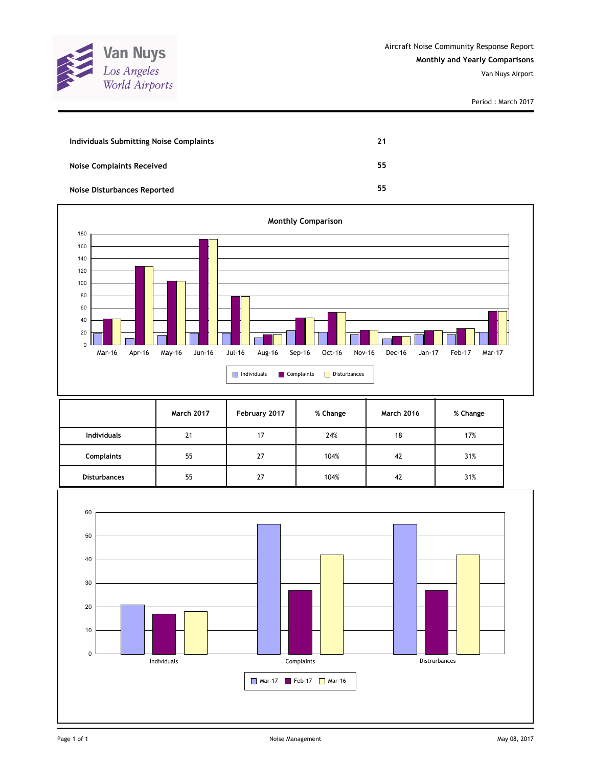Van Nuys
Los Angeles World Airports

Aircraft Noise Community Response Report
**Monthly and Yearly Comparisons**
Van Nuys Airport

Period : March 2017

| | |
|---|---|
| **Individuals Submitting Noise Complaints** | **21** |
| **Noise Complaints Received** | **55** |
| **Noise Disturbances Reported** | **55** |

**Monthly Comparison**

| | March 2017 | February 2017 | % Change | March 2016 | % Change |
|---|---|---|---|---|---|
| **Individuals** | 21 | 17 | 24% | 18 | 17% |
| **Complaints** | 55 | 27 | 104% | 42 | 31% |
| **Disturbances** | 55 | 27 | 104% | 42 | 31% |

Noise Management

May 08, 2017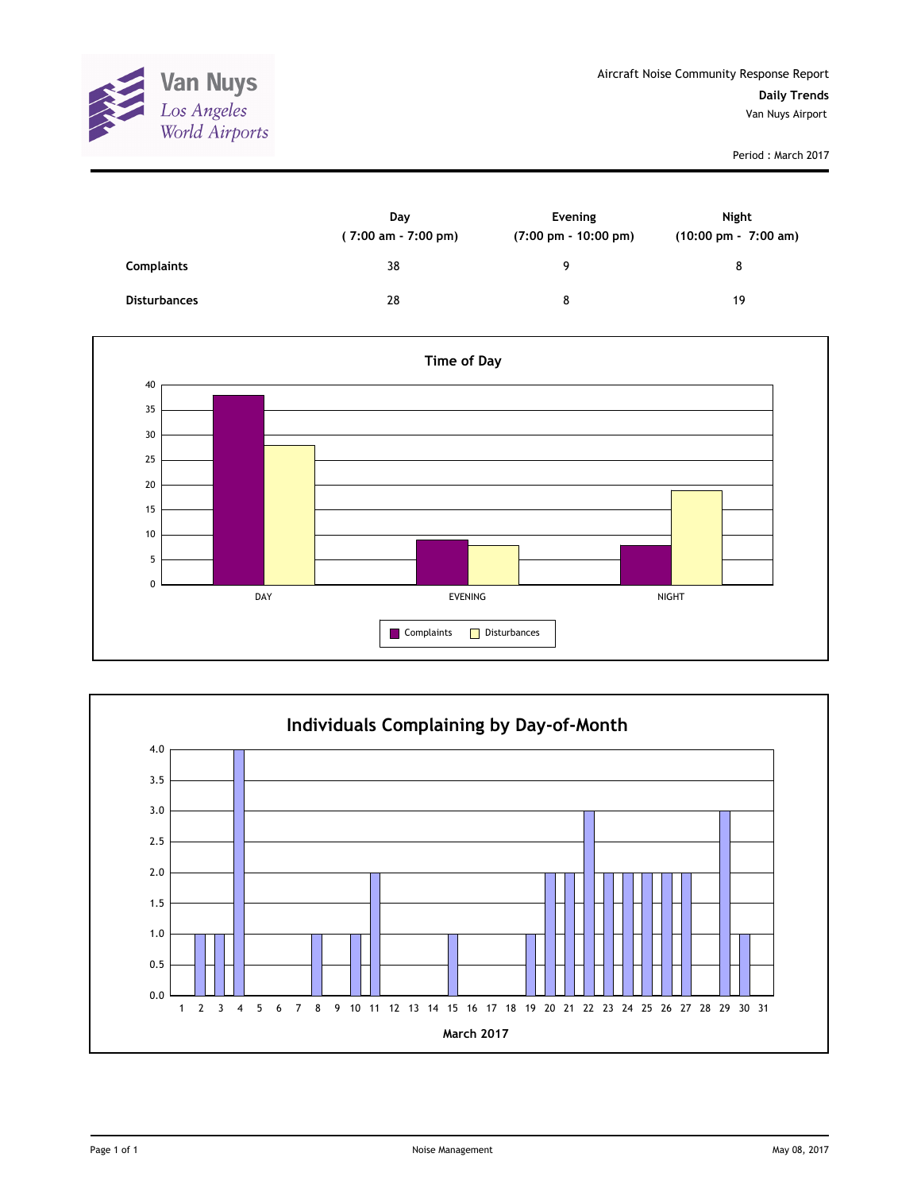Van Nuys
Los Angeles World Airports

Aircraft Noise Community Response Report

**Daily Trends**

Van Nuys Airport

Period : March 2017

| | Day<br>( 7:00 am - 7:00 pm) | Evening<br>(7:00 pm - 10:00 pm) | Night<br>(10:00 pm - 7:00 am) |
|---|---|---|---|
| **Complaints** | 38 | 9 | 8 |
| **Disturbances** | 28 | 8 | 19 |

**Time of Day**

| | Complaints | Disturbances |
|---|---|---|
| DAY | 38 | 28 |
| EVENING | 9 | 8 |
| NIGHT | 8 | 19 |

**Individuals Complaining by Day-of-Month**

March 2017

| Day | 1 | 2 | 3 | 4 | 5 | 6 | 7 | 8 | 9 | 10 | 11 | 12 | 13 | 14 | 15 | 16 | 17 | 18 | 19 | 20 | 21 | 22 | 23 | 24 | 25 | 26 | 27 | 28 | 29 | 30 | 31 |
|---|---|---|---|---|---|---|---|---|---|---|---|---|---|---|---|---|---|---|---|---|---|---|---|---|---|---|---|---|---|---|---|
| Individuals | 0 | 1 | 1 | 4 | 0 | 0 | 0 | 1 | 0 | 1 | 2 | 0 | 0 | 0 | 1 | 0 | 0 | 0 | 1 | 2 | 2 | 3 | 2 | 2 | 2 | 2 | 2 | 0 | 3 | 1 | 0 |

Noise Management

May 08, 2017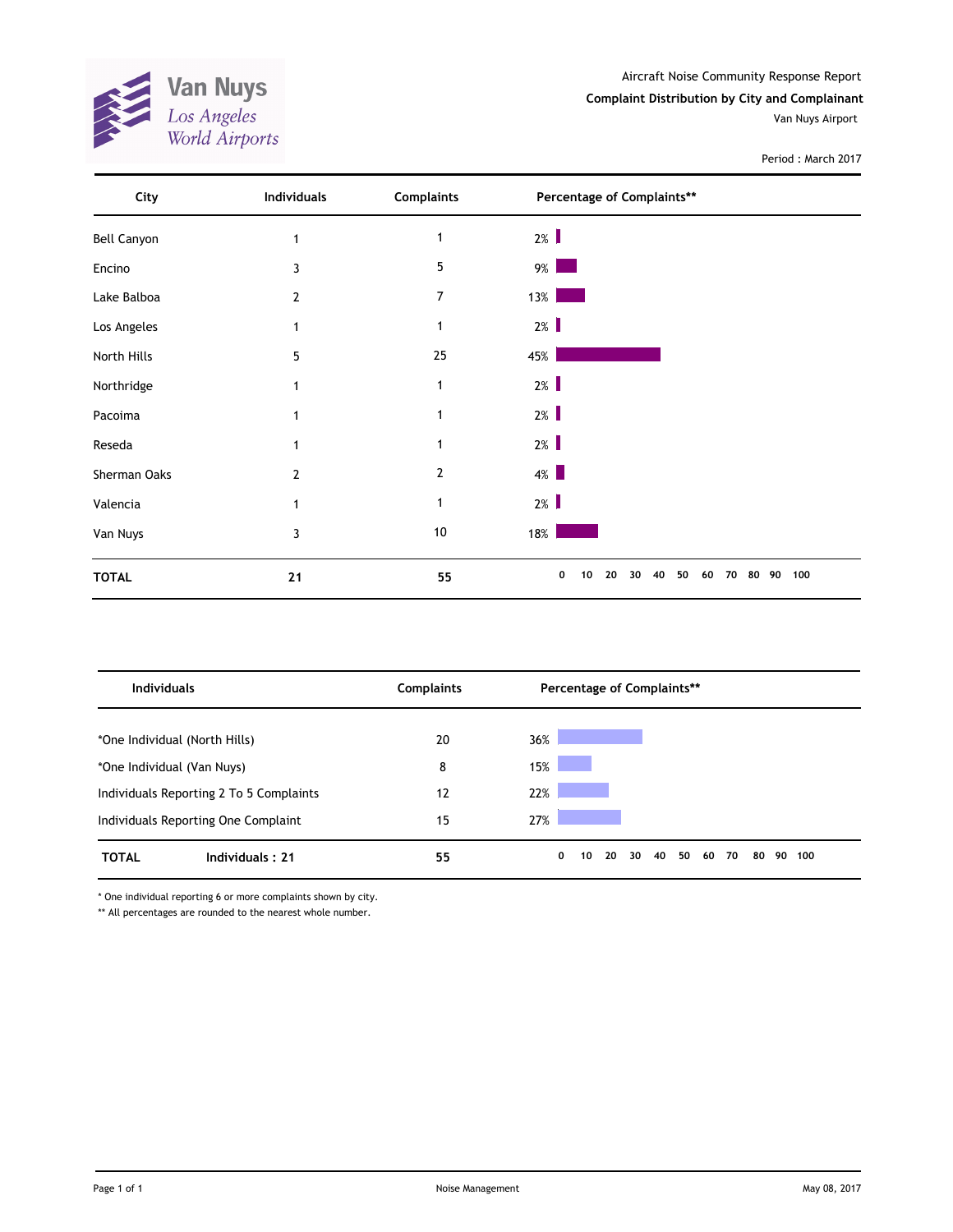Van Nuys
Los Angeles World Airports

Aircraft Noise Community Response Report

**Complaint Distribution by City and Complainant**

Van Nuys Airport

Period : March 2017

| City | Individuals | Complaints | Percentage of Complaints** |
|---|---|---|---|
| Bell Canyon | 1 | 1 | 2% |
| Encino | 3 | 5 | 9% |
| Lake Balboa | 2 | 7 | 13% |
| Los Angeles | 1 | 1 | 2% |
| North Hills | 5 | 25 | 45% |
| Northridge | 1 | 1 | 2% |
| Pacoima | 1 | 1 | 2% |
| Reseda | 1 | 1 | 2% |
| Sherman Oaks | 2 | 2 | 4% |
| Valencia | 1 | 1 | 2% |
| Van Nuys | 3 | 10 | 18% |
| **TOTAL** | **21** | **55** | |

| Individuals | Complaints | Percentage of Complaints** |
|---|---|---|
| *One Individual (North Hills) | 20 | 36% |
| *One Individual (Van Nuys) | 8 | 15% |
| Individuals Reporting 2 To 5 Complaints | 12 | 22% |
| Individuals Reporting One Complaint | 15 | 27% |
| **TOTAL** **Individuals : 21** | **55** | |

* One individual reporting 6 or more complaints shown by city.

** All percentages are rounded to the nearest whole number.

Noise Management

May 08, 2017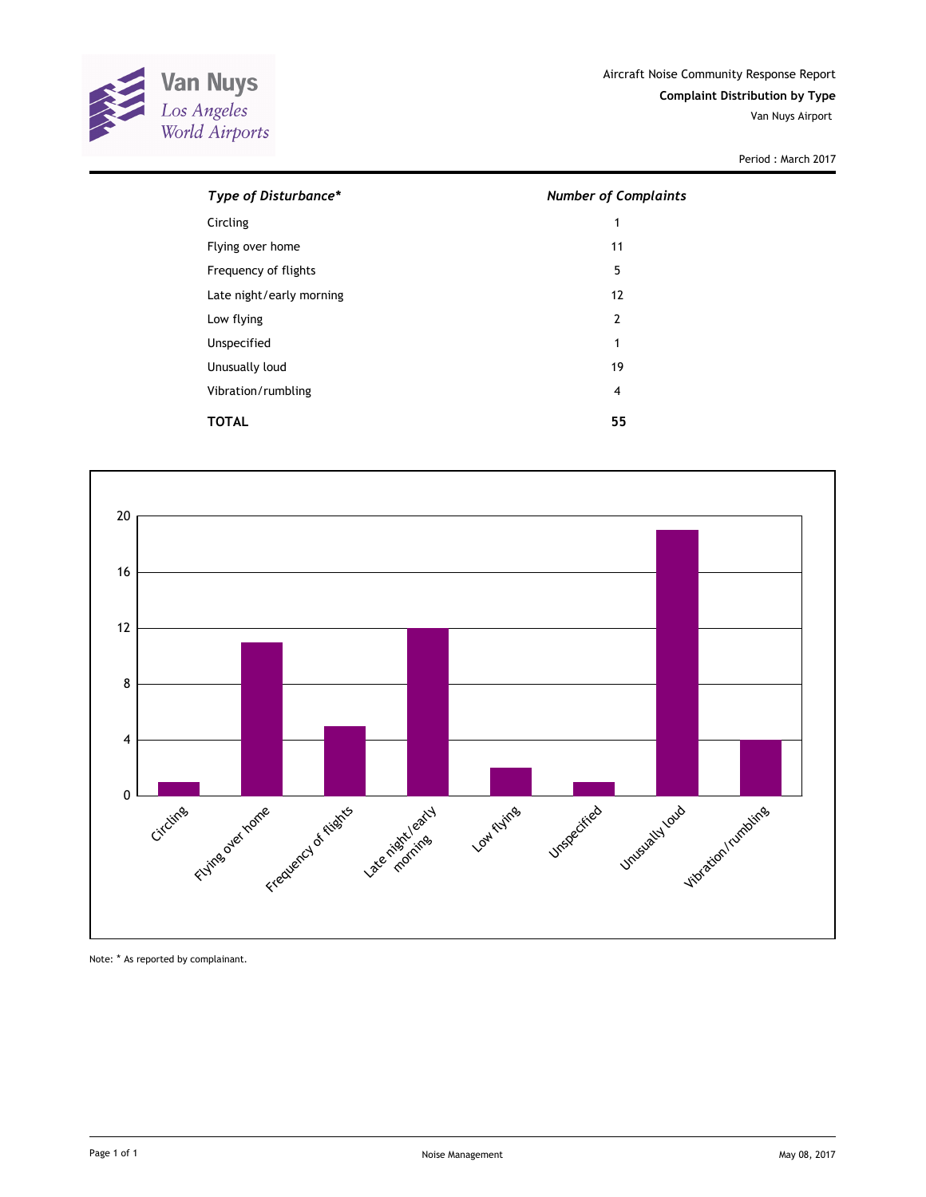Van Nuys
Los Angeles World Airports

Aircraft Noise Community Response Report

**Complaint Distribution by Type**

Van Nuys Airport

Period : March 2017

| *Type of Disturbance** | *Number of Complaints* |
|---|---|
| Circling | 1 |
| Flying over home | 11 |
| Frequency of flights | 5 |
| Late night/early morning | 12 |
| Low flying | 2 |
| Unspecified | 1 |
| Unusually loud | 19 |
| Vibration/rumbling | 4 |
| **TOTAL** | **55** |

Note: * As reported by complainant.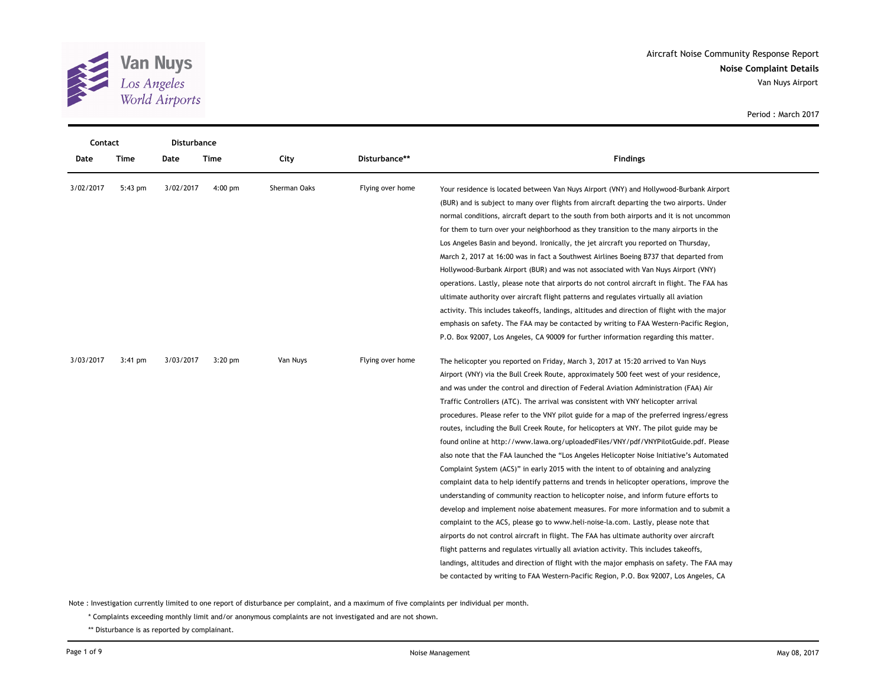Aircraft Noise Community Response Report

**Noise Complaint Details**

Van Nuys Airport

Period : March 2017

| Contact | | Disturbance | | | | |
|---|---|---|---|---|---|---|
| Date | Time | Date | Time | City | Disturbance** | Findings |
| 3/02/2017 | 5:43 pm | 3/02/2017 | 4:00 pm | Sherman Oaks | Flying over home | Your residence is located between Van Nuys Airport (VNY) and Hollywood-Burbank Airport (BUR) and is subject to many over flights from aircraft departing the two airports. Under normal conditions, aircraft depart to the south from both airports and it is not uncommon for them to turn over your neighborhood as they transition to the many airports in the Los Angeles Basin and beyond. Ironically, the jet aircraft you reported on Thursday, March 2, 2017 at 16:00 was in fact a Southwest Airlines Boeing B737 that departed from Hollywood-Burbank Airport (BUR) and was not associated with Van Nuys Airport (VNY) operations. Lastly, please note that airports do not control aircraft in flight. The FAA has ultimate authority over aircraft flight patterns and regulates virtually all aviation activity. This includes takeoffs, landings, altitudes and direction of flight with the major emphasis on safety. The FAA may be contacted by writing to FAA Western-Pacific Region, P.O. Box 92007, Los Angeles, CA 90009 for further information regarding this matter. |
| 3/03/2017 | 3:41 pm | 3/03/2017 | 3:20 pm | Van Nuys | Flying over home | The helicopter you reported on Friday, March 3, 2017 at 15:20 arrived to Van Nuys Airport (VNY) via the Bull Creek Route, approximately 500 feet west of your residence, and was under the control and direction of Federal Aviation Administration (FAA) Air Traffic Controllers (ATC). The arrival was consistent with VNY helicopter arrival procedures. Please refer to the VNY pilot guide for a map of the preferred ingress/egress routes, including the Bull Creek Route, for helicopters at VNY. The pilot guide may be found online at http://www.lawa.org/uploadedFiles/VNY/pdf/VNYPilotGuide.pdf. Please also note that the FAA launched the "Los Angeles Helicopter Noise Initiative's Automated Complaint System (ACS)" in early 2015 with the intent to of obtaining and analyzing complaint data to help identify patterns and trends in helicopter operations, improve the understanding of community reaction to helicopter noise, and inform future efforts to develop and implement noise abatement measures. For more information and to submit a complaint to the ACS, please go to www.heli-noise-la.com. Lastly, please note that airports do not control aircraft in flight. The FAA has ultimate authority over aircraft flight patterns and regulates virtually all aviation activity. This includes takeoffs, landings, altitudes and direction of flight with the major emphasis on safety. The FAA may be contacted by writing to FAA Western-Pacific Region, P.O. Box 92007, Los Angeles, CA |

Note : Investigation currently limited to one report of disturbance per complaint, and a maximum of five complaints per individual per month.

\* Complaints exceeding monthly limit and/or anonymous complaints are not investigated and are not shown.

** Disturbance is as reported by complainant.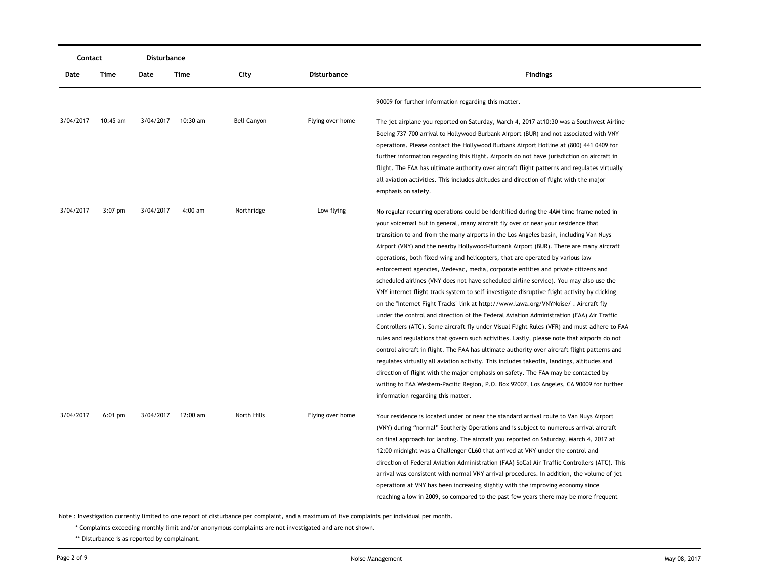| Contact | | Disturbance | | | | |
|---|---|---|---|---|---|---|
| Date | Time | Date | Time | City | Disturbance | Findings |
| | | | | | | 90009 for further information regarding this matter. |
| 3/04/2017 | 10:45 am | 3/04/2017 | 10:30 am | Bell Canyon | Flying over home | The jet airplane you reported on Saturday, March 4, 2017 at10:30 was a Southwest Airline Boeing 737-700 arrival to Hollywood-Burbank Airport (BUR) and not associated with VNY operations. Please contact the Hollywood Burbank Airport Hotline at (800) 441 0409 for further information regarding this flight. Airports do not have jurisdiction on aircraft in flight. The FAA has ultimate authority over aircraft flight patterns and regulates virtually all aviation activities. This includes altitudes and direction of flight with the major emphasis on safety. |
| 3/04/2017 | 3:07 pm | 3/04/2017 | 4:00 am | Northridge | Low flying | No regular recurring operations could be identified during the 4AM time frame noted in your voicemail but in general, many aircraft fly over or near your residence that transition to and from the many airports in the Los Angeles basin, including Van Nuys Airport (VNY) and the nearby Hollywood-Burbank Airport (BUR). There are many aircraft operations, both fixed-wing and helicopters, that are operated by various law enforcement agencies, Medevac, media, corporate entities and private citizens and scheduled airlines (VNY does not have scheduled airline service). You may also use the VNY internet flight track system to self-investigate disruptive flight activity by clicking on the "Internet Fight Tracks" link at http://www.lawa.org/VNYNoise/ . Aircraft fly under the control and direction of the Federal Aviation Administration (FAA) Air Traffic Controllers (ATC). Some aircraft fly under Visual Flight Rules (VFR) and must adhere to FAA rules and regulations that govern such activities. Lastly, please note that airports do not control aircraft in flight. The FAA has ultimate authority over aircraft flight patterns and regulates virtually all aviation activity. This includes takeoffs, landings, altitudes and direction of flight with the major emphasis on safety. The FAA may be contacted by writing to FAA Western-Pacific Region, P.O. Box 92007, Los Angeles, CA 90009 for further information regarding this matter. |
| 3/04/2017 | 6:01 pm | 3/04/2017 | 12:00 am | North Hills | Flying over home | Your residence is located under or near the standard arrival route to Van Nuys Airport (VNY) during "normal" Southerly Operations and is subject to numerous arrival aircraft on final approach for landing. The aircraft you reported on Saturday, March 4, 2017 at 12:00 midnight was a Challenger CL60 that arrived at VNY under the control and direction of Federal Aviation Administration (FAA) SoCal Air Traffic Controllers (ATC). This arrival was consistent with normal VNY arrival procedures. In addition, the volume of jet operations at VNY has been increasing slightly with the improving economy since reaching a low in 2009, so compared to the past few years there may be more frequent |

Note : Investigation currently limited to one report of disturbance per complaint, and a maximum of five complaints per individual per month.

\* Complaints exceeding monthly limit and/or anonymous complaints are not investigated and are not shown.

\*\* Disturbance is as reported by complainant.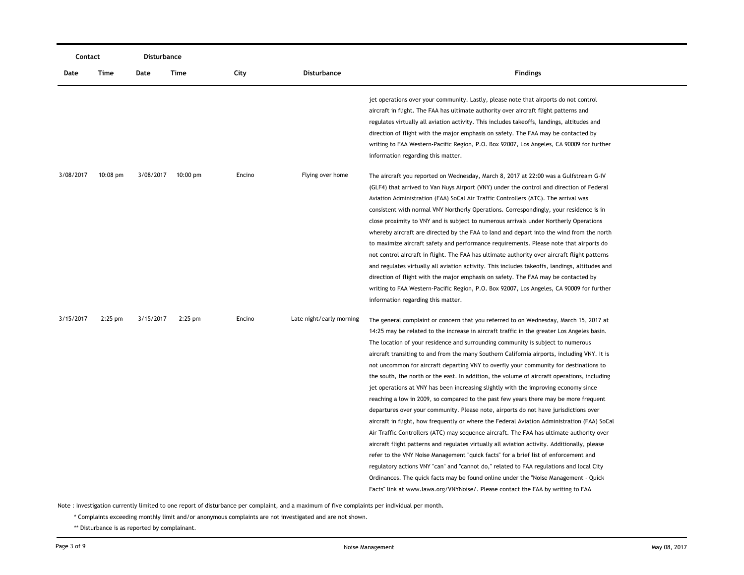| Contact | | Disturbance | | | | |
|---|---|---|---|---|---|---|
| Date | Time | Date | Time | City | Disturbance | Findings |
| | | | | | | jet operations over your community. Lastly, please note that airports do not control aircraft in flight. The FAA has ultimate authority over aircraft flight patterns and regulates virtually all aviation activity. This includes takeoffs, landings, altitudes and direction of flight with the major emphasis on safety. The FAA may be contacted by writing to FAA Western-Pacific Region, P.O. Box 92007, Los Angeles, CA 90009 for further information regarding this matter. |
| 3/08/2017 | 10:08 pm | 3/08/2017 | 10:00 pm | Encino | Flying over home | The aircraft you reported on Wednesday, March 8, 2017 at 22:00 was a Gulfstream G-IV (GLF4) that arrived to Van Nuys Airport (VNY) under the control and direction of Federal Aviation Administration (FAA) SoCal Air Traffic Controllers (ATC). The arrival was consistent with normal VNY Northerly Operations. Correspondingly, your residence is in close proximity to VNY and is subject to numerous arrivals under Northerly Operations whereby aircraft are directed by the FAA to land and depart into the wind from the north to maximize aircraft safety and performance requirements. Please note that airports do not control aircraft in flight. The FAA has ultimate authority over aircraft flight patterns and regulates virtually all aviation activity. This includes takeoffs, landings, altitudes and direction of flight with the major emphasis on safety. The FAA may be contacted by writing to FAA Western-Pacific Region, P.O. Box 92007, Los Angeles, CA 90009 for further information regarding this matter. |
| 3/15/2017 | 2:25 pm | 3/15/2017 | 2:25 pm | Encino | Late night/early morning | The general complaint or concern that you referred to on Wednesday, March 15, 2017 at 14:25 may be related to the increase in aircraft traffic in the greater Los Angeles basin. The location of your residence and surrounding community is subject to numerous aircraft transiting to and from the many Southern California airports, including VNY. It is not uncommon for aircraft departing VNY to overfly your community for destinations to the south, the north or the east. In addition, the volume of aircraft operations, including jet operations at VNY has been increasing slightly with the improving economy since reaching a low in 2009, so compared to the past few years there may be more frequent departures over your community. Please note, airports do not have jurisdictions over aircraft in flight, how frequently or where the Federal Aviation Administration (FAA) SoCal Air Traffic Controllers (ATC) may sequence aircraft. The FAA has ultimate authority over aircraft flight patterns and regulates virtually all aviation activity. Additionally, please refer to the VNY Noise Management "quick facts" for a brief list of enforcement and regulatory actions VNY "can" and "cannot do," related to FAA regulations and local City Ordinances. The quick facts may be found online under the "Noise Management - Quick Facts" link at www.lawa.org/VNYNoise/. Please contact the FAA by writing to FAA |

Note : Investigation currently limited to one report of disturbance per complaint, and a maximum of five complaints per individual per month.

\* Complaints exceeding monthly limit and/or anonymous complaints are not investigated and are not shown.

\** Disturbance is as reported by complainant.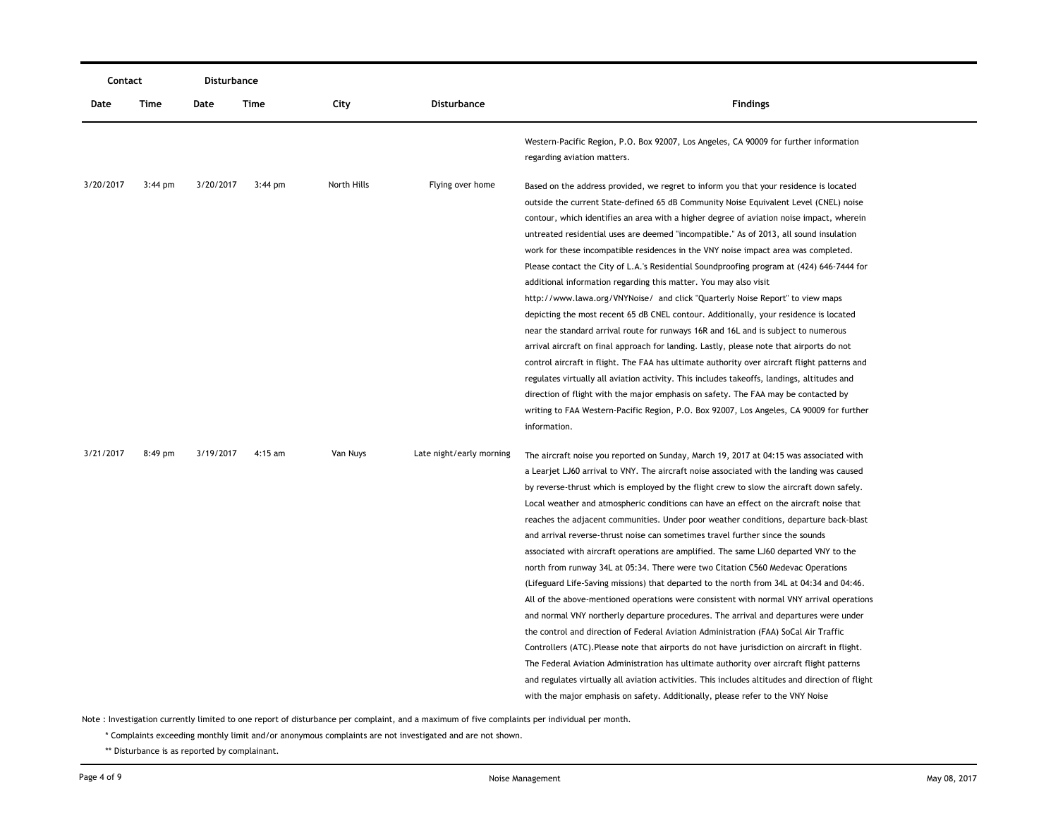| Contact | | Disturbance | | | | |
|---|---|---|---|---|---|---|
| Date | Time | Date | Time | City | Disturbance | Findings |
| | | | | | | Western-Pacific Region, P.O. Box 92007, Los Angeles, CA 90009 for further information regarding aviation matters. |
| 3/20/2017 | 3:44 pm | 3/20/2017 | 3:44 pm | North Hills | Flying over home | Based on the address provided, we regret to inform you that your residence is located outside the current State-defined 65 dB Community Noise Equivalent Level (CNEL) noise contour, which identifies an area with a higher degree of aviation noise impact, wherein untreated residential uses are deemed "incompatible." As of 2013, all sound insulation work for these incompatible residences in the VNY noise impact area was completed. Please contact the City of L.A.'s Residential Soundproofing program at (424) 646-7444 for additional information regarding this matter. You may also visit http://www.lawa.org/VNYNoise/ and click "Quarterly Noise Report" to view maps depicting the most recent 65 dB CNEL contour. Additionally, your residence is located near the standard arrival route for runways 16R and 16L and is subject to numerous arrival aircraft on final approach for landing. Lastly, please note that airports do not control aircraft in flight. The FAA has ultimate authority over aircraft flight patterns and regulates virtually all aviation activity. This includes takeoffs, landings, altitudes and direction of flight with the major emphasis on safety. The FAA may be contacted by writing to FAA Western-Pacific Region, P.O. Box 92007, Los Angeles, CA 90009 for further information. |
| 3/21/2017 | 8:49 pm | 3/19/2017 | 4:15 am | Van Nuys | Late night/early morning | The aircraft noise you reported on Sunday, March 19, 2017 at 04:15 was associated with a Learjet LJ60 arrival to VNY. The aircraft noise associated with the landing was caused by reverse-thrust which is employed by the flight crew to slow the aircraft down safely. Local weather and atmospheric conditions can have an effect on the aircraft noise that reaches the adjacent communities. Under poor weather conditions, departure back-blast and arrival reverse-thrust noise can sometimes travel further since the sounds associated with aircraft operations are amplified. The same LJ60 departed VNY to the north from runway 34L at 05:34. There were two Citation C560 Medevac Operations (Lifeguard Life-Saving missions) that departed to the north from 34L at 04:34 and 04:46. All of the above-mentioned operations were consistent with normal VNY arrival operations and normal VNY northerly departure procedures. The arrival and departures were under the control and direction of Federal Aviation Administration (FAA) SoCal Air Traffic Controllers (ATC).Please note that airports do not have jurisdiction on aircraft in flight. The Federal Aviation Administration has ultimate authority over aircraft flight patterns and regulates virtually all aviation activities. This includes altitudes and direction of flight with the major emphasis on safety. Additionally, please refer to the VNY Noise |

Note : Investigation currently limited to one report of disturbance per complaint, and a maximum of five complaints per individual per month.

\* Complaints exceeding monthly limit and/or anonymous complaints are not investigated and are not shown.

\*\* Disturbance is as reported by complainant.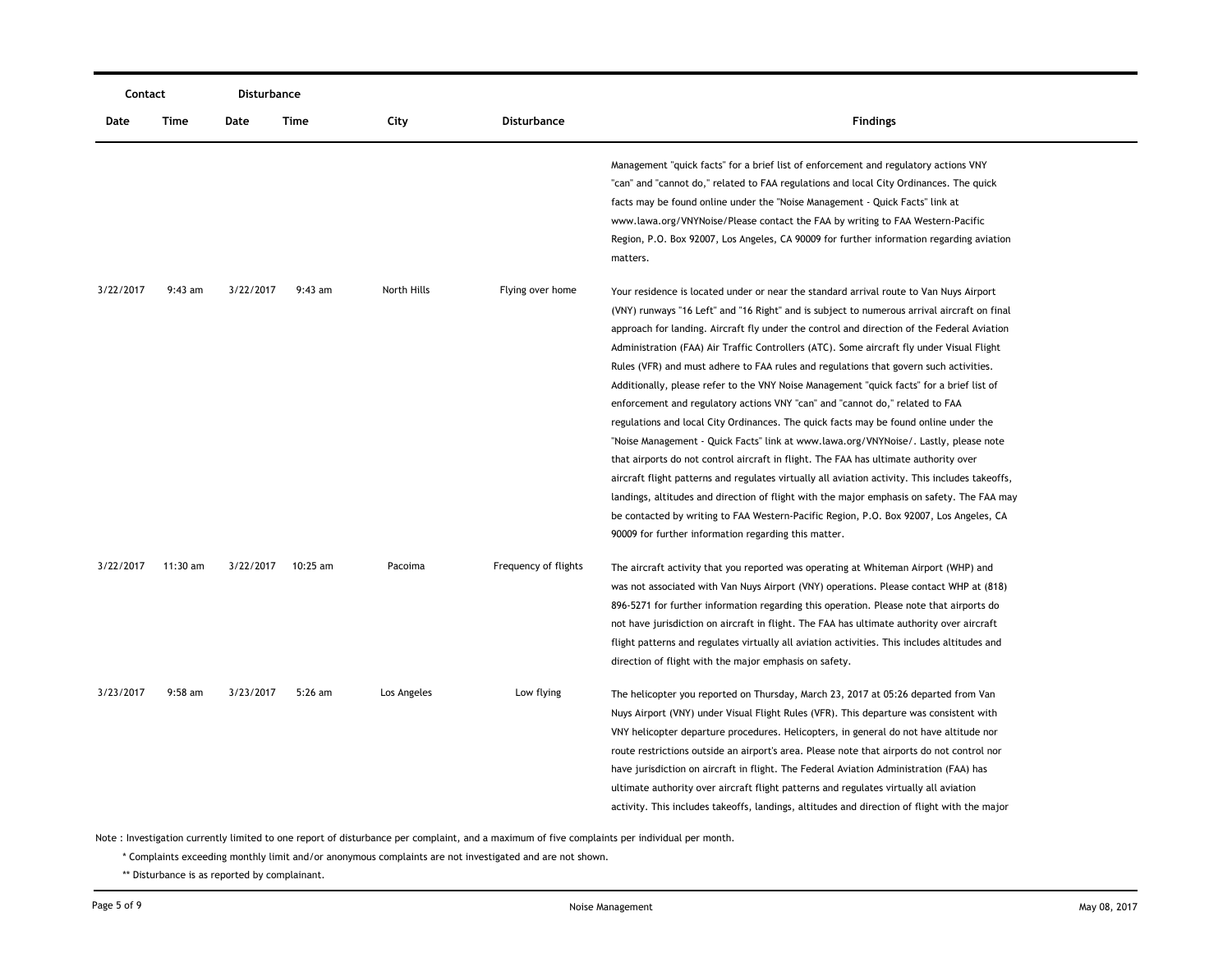| Contact | | Disturbance | | | | |
|---|---|---|---|---|---|---|
| Date | Time | Date | Time | City | Disturbance | Findings |
| | | | | | | Management "quick facts" for a brief list of enforcement and regulatory actions VNY "can" and "cannot do," related to FAA regulations and local City Ordinances. The quick facts may be found online under the "Noise Management - Quick Facts" link at www.lawa.org/VNYNoise/Please contact the FAA by writing to FAA Western-Pacific Region, P.O. Box 92007, Los Angeles, CA 90009 for further information regarding aviation matters. |
| 3/22/2017 | 9:43 am | 3/22/2017 | 9:43 am | North Hills | Flying over home | Your residence is located under or near the standard arrival route to Van Nuys Airport (VNY) runways "16 Left" and "16 Right" and is subject to numerous arrival aircraft on final approach for landing. Aircraft fly under the control and direction of the Federal Aviation Administration (FAA) Air Traffic Controllers (ATC). Some aircraft fly under Visual Flight Rules (VFR) and must adhere to FAA rules and regulations that govern such activities. Additionally, please refer to the VNY Noise Management "quick facts" for a brief list of enforcement and regulatory actions VNY "can" and "cannot do," related to FAA regulations and local City Ordinances. The quick facts may be found online under the "Noise Management - Quick Facts" link at www.lawa.org/VNYNoise/. Lastly, please note that airports do not control aircraft in flight. The FAA has ultimate authority over aircraft flight patterns and regulates virtually all aviation activity. This includes takeoffs, landings, altitudes and direction of flight with the major emphasis on safety. The FAA may be contacted by writing to FAA Western-Pacific Region, P.O. Box 92007, Los Angeles, CA 90009 for further information regarding this matter. |
| 3/22/2017 | 11:30 am | 3/22/2017 | 10:25 am | Pacoima | Frequency of flights | The aircraft activity that you reported was operating at Whiteman Airport (WHP) and was not associated with Van Nuys Airport (VNY) operations. Please contact WHP at (818) 896-5271 for further information regarding this operation. Please note that airports do not have jurisdiction on aircraft in flight. The FAA has ultimate authority over aircraft flight patterns and regulates virtually all aviation activities. This includes altitudes and direction of flight with the major emphasis on safety. |
| 3/23/2017 | 9:58 am | 3/23/2017 | 5:26 am | Los Angeles | Low flying | The helicopter you reported on Thursday, March 23, 2017 at 05:26 departed from Van Nuys Airport (VNY) under Visual Flight Rules (VFR). This departure was consistent with VNY helicopter departure procedures. Helicopters, in general do not have altitude nor route restrictions outside an airport's area. Please note that airports do not control nor have jurisdiction on aircraft in flight. The Federal Aviation Administration (FAA) has ultimate authority over aircraft flight patterns and regulates virtually all aviation activity. This includes takeoffs, landings, altitudes and direction of flight with the major |

Note : Investigation currently limited to one report of disturbance per complaint, and a maximum of five complaints per individual per month.

\* Complaints exceeding monthly limit and/or anonymous complaints are not investigated and are not shown.

\*\* Disturbance is as reported by complainant.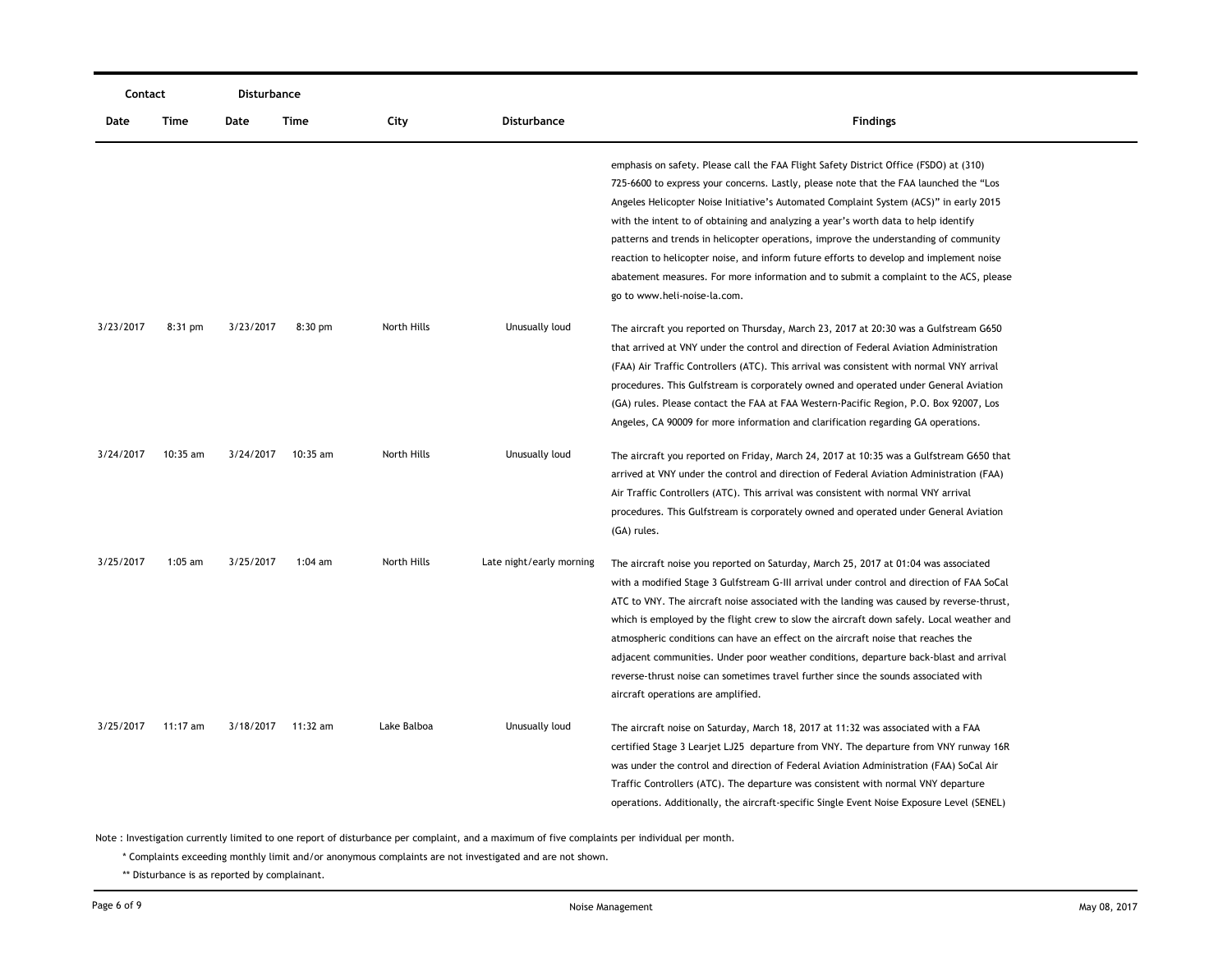| Contact | | Disturbance | | | | |
|---|---|---|---|---|---|---|
| Date | Time | Date | Time | City | Disturbance | Findings |
| | | | | | | emphasis on safety. Please call the FAA Flight Safety District Office (FSDO) at (310) 725-6600 to express your concerns. Lastly, please note that the FAA launched the "Los Angeles Helicopter Noise Initiative's Automated Complaint System (ACS)" in early 2015 with the intent to of obtaining and analyzing a year's worth data to help identify patterns and trends in helicopter operations, improve the understanding of community reaction to helicopter noise, and inform future efforts to develop and implement noise abatement measures. For more information and to submit a complaint to the ACS, please go to www.heli-noise-la.com. |
| 3/23/2017 | 8:31 pm | 3/23/2017 | 8:30 pm | North Hills | Unusually loud | The aircraft you reported on Thursday, March 23, 2017 at 20:30 was a Gulfstream G650 that arrived at VNY under the control and direction of Federal Aviation Administration (FAA) Air Traffic Controllers (ATC). This arrival was consistent with normal VNY arrival procedures. This Gulfstream is corporately owned and operated under General Aviation (GA) rules. Please contact the FAA at FAA Western-Pacific Region, P.O. Box 92007, Los Angeles, CA 90009 for more information and clarification regarding GA operations. |
| 3/24/2017 | 10:35 am | 3/24/2017 | 10:35 am | North Hills | Unusually loud | The aircraft you reported on Friday, March 24, 2017 at 10:35 was a Gulfstream G650 that arrived at VNY under the control and direction of Federal Aviation Administration (FAA) Air Traffic Controllers (ATC). This arrival was consistent with normal VNY arrival procedures. This Gulfstream is corporately owned and operated under General Aviation (GA) rules. |
| 3/25/2017 | 1:05 am | 3/25/2017 | 1:04 am | North Hills | Late night/early morning | The aircraft noise you reported on Saturday, March 25, 2017 at 01:04 was associated with a modified Stage 3 Gulfstream G-III arrival under control and direction of FAA SoCal ATC to VNY. The aircraft noise associated with the landing was caused by reverse-thrust, which is employed by the flight crew to slow the aircraft down safely. Local weather and atmospheric conditions can have an effect on the aircraft noise that reaches the adjacent communities. Under poor weather conditions, departure back-blast and arrival reverse-thrust noise can sometimes travel further since the sounds associated with aircraft operations are amplified. |
| 3/25/2017 | 11:17 am | 3/18/2017 | 11:32 am | Lake Balboa | Unusually loud | The aircraft noise on Saturday, March 18, 2017 at 11:32 was associated with a FAA certified Stage 3 Learjet LJ25 departure from VNY. The departure from VNY runway 16R was under the control and direction of Federal Aviation Administration (FAA) SoCal Air Traffic Controllers (ATC). The departure was consistent with normal VNY departure operations. Additionally, the aircraft-specific Single Event Noise Exposure Level (SENEL) |

Note : Investigation currently limited to one report of disturbance per complaint, and a maximum of five complaints per individual per month.

\* Complaints exceeding monthly limit and/or anonymous complaints are not investigated and are not shown.

\*\* Disturbance is as reported by complainant.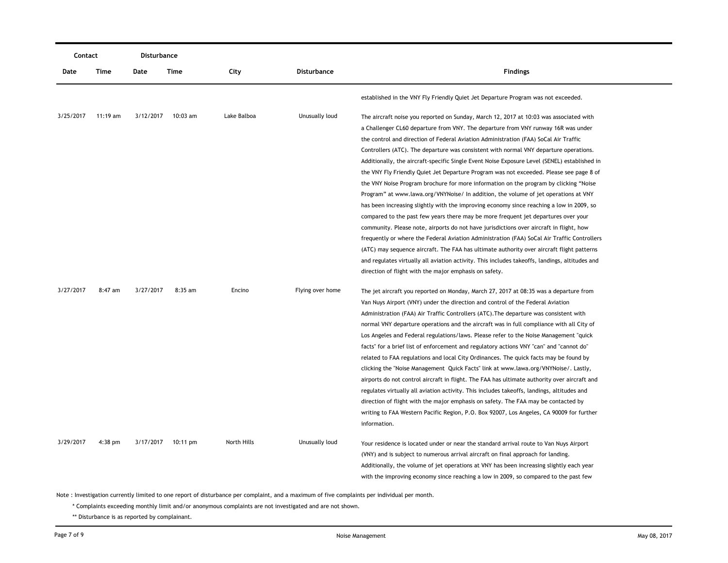| Contact | | Disturbance | | | | |
|---|---|---|---|---|---|---|
| Date | Time | Date | Time | City | Disturbance | Findings |
| | | | | | | established in the VNY Fly Friendly Quiet Jet Departure Program was not exceeded. |
| 3/25/2017 | 11:19 am | 3/12/2017 | 10:03 am | Lake Balboa | Unusually loud | The aircraft noise you reported on Sunday, March 12, 2017 at 10:03 was associated with a Challenger CL60 departure from VNY. The departure from VNY runway 16R was under the control and direction of Federal Aviation Administration (FAA) SoCal Air Traffic Controllers (ATC). The departure was consistent with normal VNY departure operations. Additionally, the aircraft-specific Single Event Noise Exposure Level (SENEL) established in the VNY Fly Friendly Quiet Jet Departure Program was not exceeded. Please see page 8 of the VNY Noise Program brochure for more information on the program by clicking "Noise Program" at www.lawa.org/VNYNoise/ In addition, the volume of jet operations at VNY has been increasing slightly with the improving economy since reaching a low in 2009, so compared to the past few years there may be more frequent jet departures over your community. Please note, airports do not have jurisdictions over aircraft in flight, how frequently or where the Federal Aviation Administration (FAA) SoCal Air Traffic Controllers (ATC) may sequence aircraft. The FAA has ultimate authority over aircraft flight patterns and regulates virtually all aviation activity. This includes takeoffs, landings, altitudes and direction of flight with the major emphasis on safety. |
| 3/27/2017 | 8:47 am | 3/27/2017 | 8:35 am | Encino | Flying over home | The jet aircraft you reported on Monday, March 27, 2017 at 08:35 was a departure from Van Nuys Airport (VNY) under the direction and control of the Federal Aviation Administration (FAA) Air Traffic Controllers (ATC).The departure was consistent with normal VNY departure operations and the aircraft was in full compliance with all City of Los Angeles and Federal regulations/laws. Please refer to the Noise Management "quick facts" for a brief list of enforcement and regulatory actions VNY "can" and "cannot do" related to FAA regulations and local City Ordinances. The quick facts may be found by clicking the "Noise Management Quick Facts" link at www.lawa.org/VNYNoise/. Lastly, airports do not control aircraft in flight. The FAA has ultimate authority over aircraft and regulates virtually all aviation activity. This includes takeoffs, landings, altitudes and direction of flight with the major emphasis on safety. The FAA may be contacted by writing to FAA Western Pacific Region, P.O. Box 92007, Los Angeles, CA 90009 for further information. |
| 3/29/2017 | 4:38 pm | 3/17/2017 | 10:11 pm | North Hills | Unusually loud | Your residence is located under or near the standard arrival route to Van Nuys Airport (VNY) and is subject to numerous arrival aircraft on final approach for landing. Additionally, the volume of jet operations at VNY has been increasing slightly each year with the improving economy since reaching a low in 2009, so compared to the past few |

Note : Investigation currently limited to one report of disturbance per complaint, and a maximum of five complaints per individual per month.

\* Complaints exceeding monthly limit and/or anonymous complaints are not investigated and are not shown.

\*\* Disturbance is as reported by complainant.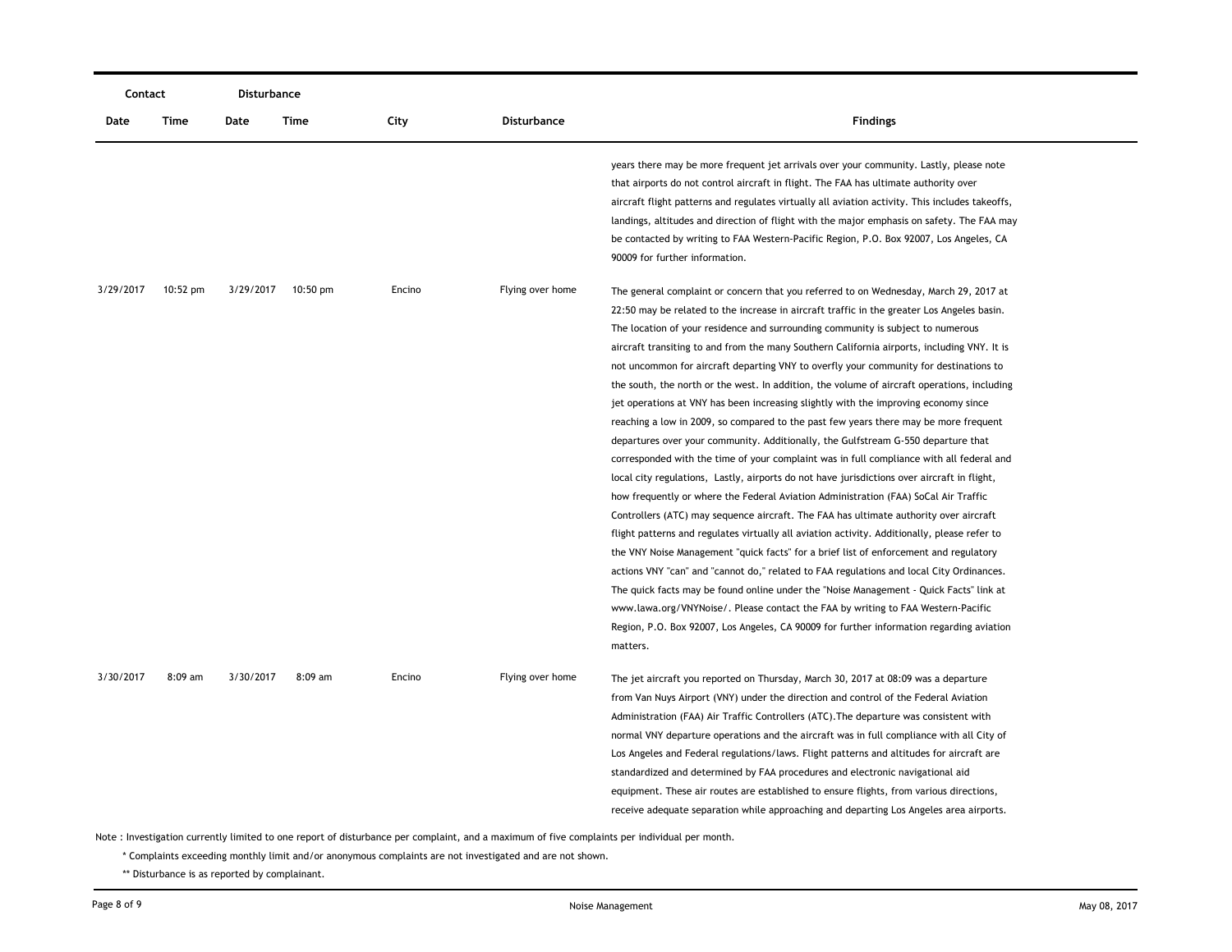| Contact | | Disturbance | | | | |
|---|---|---|---|---|---|---|
| Date | Time | Date | Time | City | Disturbance | Findings |
| | | | | | | years there may be more frequent jet arrivals over your community. Lastly, please note that airports do not control aircraft in flight. The FAA has ultimate authority over aircraft flight patterns and regulates virtually all aviation activity. This includes takeoffs, landings, altitudes and direction of flight with the major emphasis on safety. The FAA may be contacted by writing to FAA Western-Pacific Region, P.O. Box 92007, Los Angeles, CA 90009 for further information. |
| 3/29/2017 | 10:52 pm | 3/29/2017 | 10:50 pm | Encino | Flying over home | The general complaint or concern that you referred to on Wednesday, March 29, 2017 at 22:50 may be related to the increase in aircraft traffic in the greater Los Angeles basin. The location of your residence and surrounding community is subject to numerous aircraft transiting to and from the many Southern California airports, including VNY. It is not uncommon for aircraft departing VNY to overfly your community for destinations to the south, the north or the west. In addition, the volume of aircraft operations, including jet operations at VNY has been increasing slightly with the improving economy since reaching a low in 2009, so compared to the past few years there may be more frequent departures over your community. Additionally, the Gulfstream G-550 departure that corresponded with the time of your complaint was in full compliance with all federal and local city regulations, Lastly, airports do not have jurisdictions over aircraft in flight, how frequently or where the Federal Aviation Administration (FAA) SoCal Air Traffic Controllers (ATC) may sequence aircraft. The FAA has ultimate authority over aircraft flight patterns and regulates virtually all aviation activity. Additionally, please refer to the VNY Noise Management "quick facts" for a brief list of enforcement and regulatory actions VNY "can" and "cannot do," related to FAA regulations and local City Ordinances. The quick facts may be found online under the "Noise Management - Quick Facts" link at www.lawa.org/VNYNoise/. Please contact the FAA by writing to FAA Western-Pacific Region, P.O. Box 92007, Los Angeles, CA 90009 for further information regarding aviation matters. |
| 3/30/2017 | 8:09 am | 3/30/2017 | 8:09 am | Encino | Flying over home | The jet aircraft you reported on Thursday, March 30, 2017 at 08:09 was a departure from Van Nuys Airport (VNY) under the direction and control of the Federal Aviation Administration (FAA) Air Traffic Controllers (ATC).The departure was consistent with normal VNY departure operations and the aircraft was in full compliance with all City of Los Angeles and Federal regulations/laws. Flight patterns and altitudes for aircraft are standardized and determined by FAA procedures and electronic navigational aid equipment. These air routes are established to ensure flights, from various directions, receive adequate separation while approaching and departing Los Angeles area airports. |

Note : Investigation currently limited to one report of disturbance per complaint, and a maximum of five complaints per individual per month.

\* Complaints exceeding monthly limit and/or anonymous complaints are not investigated and are not shown.

\*\* Disturbance is as reported by complainant.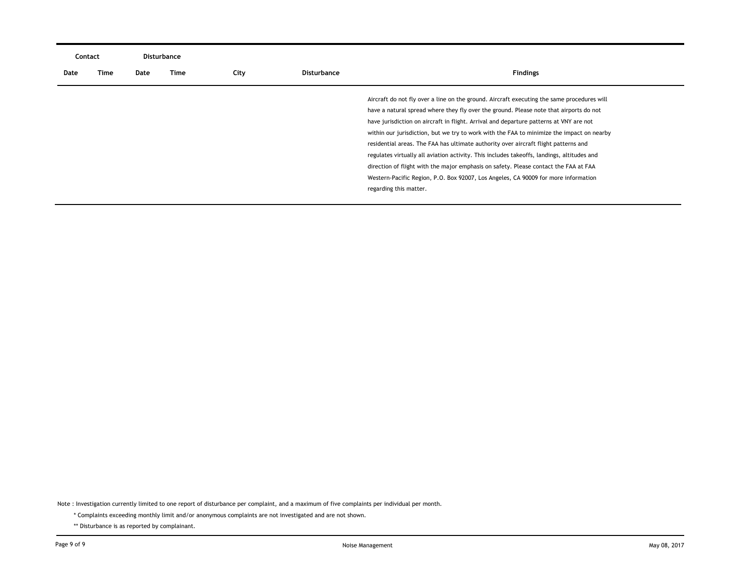| Contact | | Disturbance | | | | |
|---|---|---|---|---|---|---|
| Date | Time | Date | Time | City | Disturbance | Findings |
| | | | | | | Aircraft do not fly over a line on the ground. Aircraft executing the same procedures will have a natural spread where they fly over the ground. Please note that airports do not have jurisdiction on aircraft in flight. Arrival and departure patterns at VNY are not within our jurisdiction, but we try to work with the FAA to minimize the impact on nearby residential areas. The FAA has ultimate authority over aircraft flight patterns and regulates virtually all aviation activity. This includes takeoffs, landings, altitudes and direction of flight with the major emphasis on safety. Please contact the FAA at FAA Western-Pacific Region, P.O. Box 92007, Los Angeles, CA 90009 for more information regarding this matter. |

Note : Investigation currently limited to one report of disturbance per complaint, and a maximum of five complaints per individual per month.

\* Complaints exceeding monthly limit and/or anonymous complaints are not investigated and are not shown.

\*\* Disturbance is as reported by complainant.